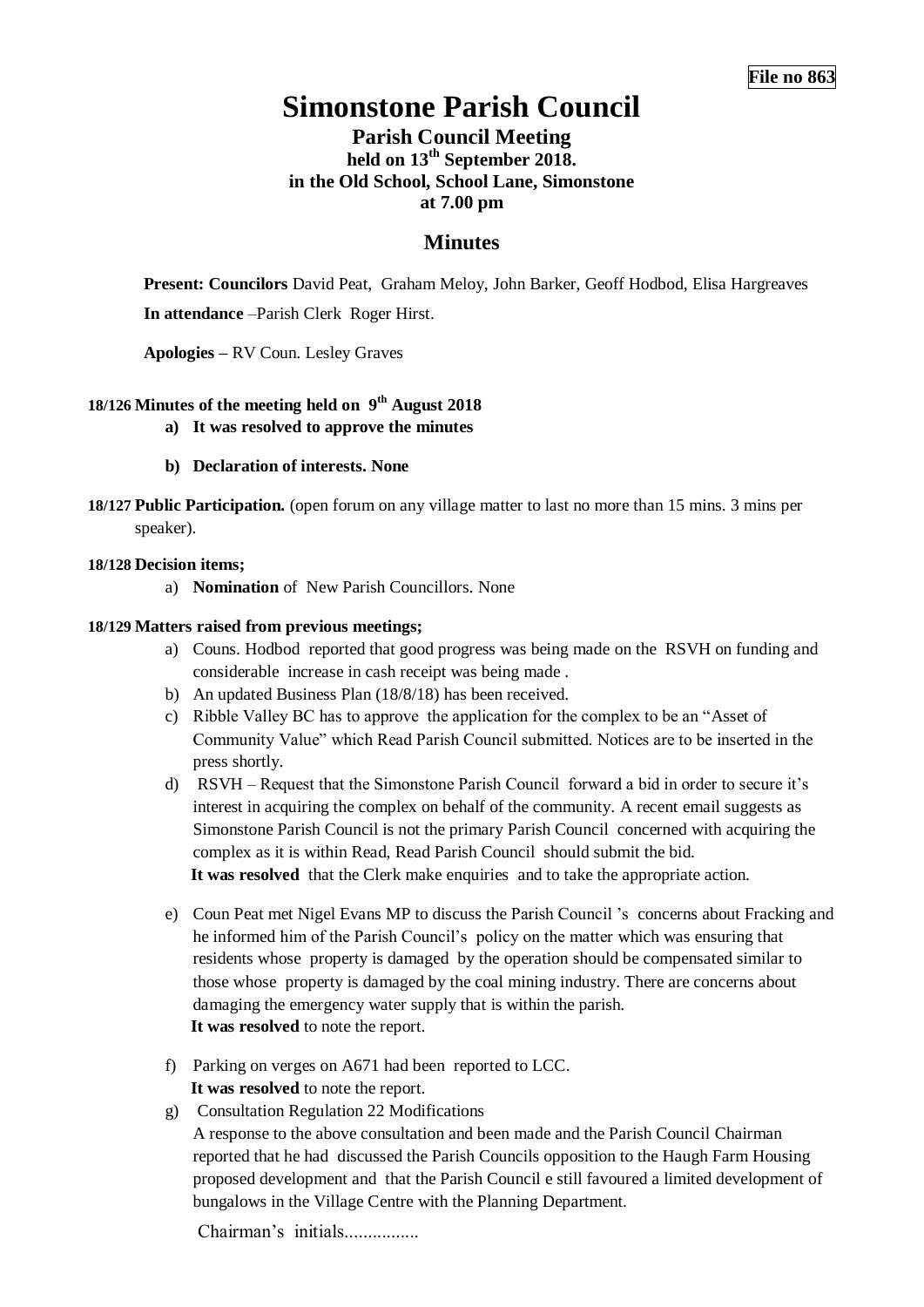**File no 863**

# Simonstone Parish Council

## Parish Council Meeting

### held on 13th September 2018.

### in the Old School, School Lane, Simonstone

### at 7.00 pm

## Minutes

**Present: Councilors** David Peat, Graham Meloy, John Barker, Geoff Hodbod, Elisa Hargreaves

**In attendance** –Parish Clerk Roger Hirst.

**Apologies –** RV Coun. Lesley Graves

**18/126 Minutes of the meeting held on 9th August 2018**

- **a) It was resolved to approve the minutes**
- **b) Declaration of interests. None**

**18/127 Public Participation.** (open forum on any village matter to last no more than 15 mins. 3 mins per speaker).

**18/128 Decision items;**

- a) **Nomination** of New Parish Councillors. None

**18/129 Matters raised from previous meetings;**

- a) Couns. Hodbod reported that good progress was being made on the RSVH on funding and considerable increase in cash receipt was being made .
- b) An updated Business Plan (18/8/18) has been received.
- c) Ribble Valley BC has to approve the application for the complex to be an "Asset of Community Value" which Read Parish Council submitted. Notices are to be inserted in the press shortly.
- d) RSVH – Request that the Simonstone Parish Council forward a bid in order to secure it's interest in acquiring the complex on behalf of the community. A recent email suggests as Simonstone Parish Council is not the primary Parish Council concerned with acquiring the complex as it is within Read, Read Parish Council should submit the bid.
  **It was resolved** that the Clerk make enquiries and to take the appropriate action.
- e) Coun Peat met Nigel Evans MP to discuss the Parish Council 's concerns about Fracking and he informed him of the Parish Council's policy on the matter which was ensuring that residents whose property is damaged by the operation should be compensated similar to those whose property is damaged by the coal mining industry. There are concerns about damaging the emergency water supply that is within the parish.
  **It was resolved** to note the report.
- f) Parking on verges on A671 had been reported to LCC.
  **It was resolved** to note the report.
- g) Consultation Regulation 22 Modifications
  A response to the above consultation and been made and the Parish Council Chairman reported that he had discussed the Parish Councils opposition to the Haugh Farm Housing proposed development and that the Parish Council e still favoured a limited development of bungalows in the Village Centre with the Planning Department.

Chairman's initials................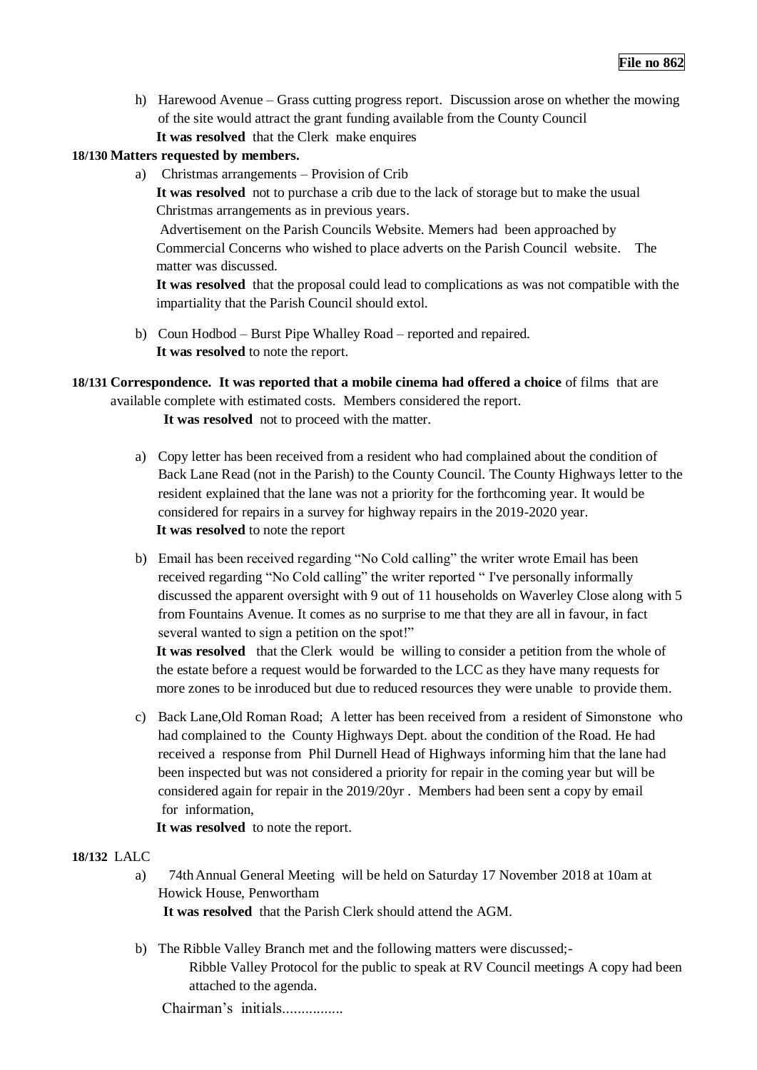**File no 862**

h) Harewood Avenue – Grass cutting progress report. Discussion arose on whether the mowing of the site would attract the grant funding available from the County Council
   **It was resolved** that the Clerk make enquires

**18/130 Matters requested by members.**

a) Christmas arrangements – Provision of Crib
   **It was resolved** not to purchase a crib due to the lack of storage but to make the usual Christmas arrangements as in previous years.
   Advertisement on the Parish Councils Website. Memers had been approached by Commercial Concerns who wished to place adverts on the Parish Council website. The matter was discussed.
   **It was resolved** that the proposal could lead to complications as was not compatible with the impartiality that the Parish Council should extol.

b) Coun Hodbod – Burst Pipe Whalley Road – reported and repaired.
   **It was resolved** to note the report.

**18/131 Correspondence. It was reported that a mobile cinema had offered a choice** of films that are available complete with estimated costs. Members considered the report.
   **It was resolved** not to proceed with the matter.

a) Copy letter has been received from a resident who had complained about the condition of Back Lane Read (not in the Parish) to the County Council. The County Highways letter to the resident explained that the lane was not a priority for the forthcoming year. It would be considered for repairs in a survey for highway repairs in the 2019-2020 year.
   **It was resolved** to note the report

b) Email has been received regarding "No Cold calling" the writer wrote Email has been received regarding "No Cold calling" the writer reported " I've personally informally discussed the apparent oversight with 9 out of 11 households on Waverley Close along with 5 from Fountains Avenue. It comes as no surprise to me that they are all in favour, in fact several wanted to sign a petition on the spot!"
   **It was resolved** that the Clerk would be willing to consider a petition from the whole of the estate before a request would be forwarded to the LCC as they have many requests for more zones to be inroduced but due to reduced resources they were unable to provide them.

c) Back Lane,Old Roman Road; A letter has been received from a resident of Simonstone who had complained to the County Highways Dept. about the condition of the Road. He had received a response from Phil Durnell Head of Highways informing him that the lane had been inspected but was not considered a priority for repair in the coming year but will be considered again for repair in the 2019/20yr . Members had been sent a copy by email for information,
   **It was resolved** to note the report.

**18/132** LALC

a) 74th Annual General Meeting will be held on Saturday 17 November 2018 at 10am at Howick House, Penwortham
   **It was resolved** that the Parish Clerk should attend the AGM.

b) The Ribble Valley Branch met and the following matters were discussed;-
   Ribble Valley Protocol for the public to speak at RV Council meetings A copy had been attached to the agenda.

Chairman's initials................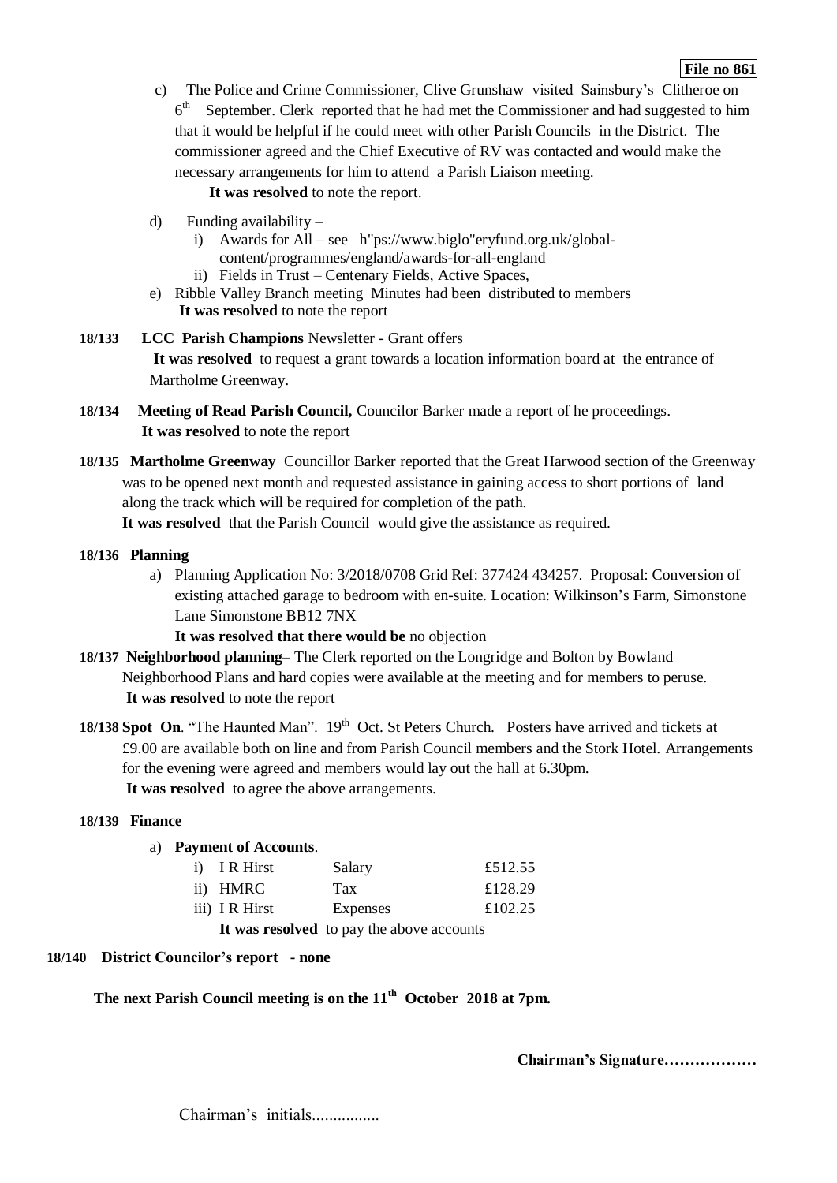File no 861

c) The Police and Crime Commissioner, Clive Grunshaw visited Sainsbury's Clitheroe on 6th September. Clerk reported that he had met the Commissioner and had suggested to him that it would be helpful if he could meet with other Parish Councils in the District. The commissioner agreed and the Chief Executive of RV was contacted and would make the necessary arrangements for him to attend a Parish Liaison meeting.

**It was resolved** to note the report.

d) Funding availability –
   i) Awards for All – see h"ps://www.biglo"eryfund.org.uk/global-content/programmes/england/awards-for-all-england
   ii) Fields in Trust – Centenary Fields, Active Spaces,

e) Ribble Valley Branch meeting Minutes had been distributed to members
**It was resolved** to note the report

**18/133 LCC Parish Champions** Newsletter - Grant offers
**It was resolved** to request a grant towards a location information board at the entrance of Martholme Greenway.

**18/134 Meeting of Read Parish Council,** Councilor Barker made a report of he proceedings.
**It was resolved** to note the report

**18/135 Martholme Greenway** Councillor Barker reported that the Great Harwood section of the Greenway was to be opened next month and requested assistance in gaining access to short portions of land along the track which will be required for completion of the path.
**It was resolved** that the Parish Council would give the assistance as required.

**18/136 Planning**

a) Planning Application No: 3/2018/0708 Grid Ref: 377424 434257. Proposal: Conversion of existing attached garage to bedroom with en-suite. Location: Wilkinson's Farm, Simonstone Lane Simonstone BB12 7NX
**It was resolved that there would be** no objection

**18/137 Neighborhood planning**– The Clerk reported on the Longridge and Bolton by Bowland Neighborhood Plans and hard copies were available at the meeting and for members to peruse.
**It was resolved** to note the report

**18/138 Spot On**. "The Haunted Man". 19th Oct. St Peters Church. Posters have arrived and tickets at £9.00 are available both on line and from Parish Council members and the Stork Hotel. Arrangements for the evening were agreed and members would lay out the hall at 6.30pm.
**It was resolved** to agree the above arrangements.

**18/139 Finance**

a) **Payment of Accounts**.

| | | |
|---|---|---|
| i) I R Hirst | Salary | £512.55 |
| ii) HMRC | Tax | £128.29 |
| iii) I R Hirst | Expenses | £102.25 |

**It was resolved** to pay the above accounts

**18/140 District Councilor's report - none**

**The next Parish Council meeting is on the 11th October 2018 at 7pm.**

**Chairman's Signature………………**

Chairman's initials................